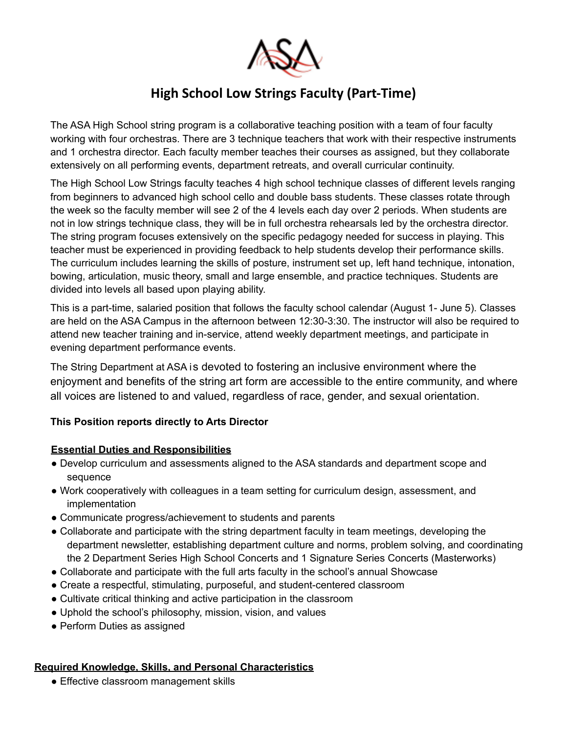# High School Low Strings Faculty (Part-Time)

The ASA High School string program is a collaborative teaching position with a team of four faculty working with four orchestras. There are 3 technique teachers that work with their respective instruments and 1 orchestra director. Each faculty member teaches their courses as assigned, but they collaborate extensively on all performing events, department retreats, and overall curricular continuity.

The High School Low Strings faculty teaches 4 high school technique classes of different levels ranging from beginners to advanced high school cello and double bass students. These classes rotate through the week so the faculty member will see 2 of the 4 levels each day over 2 periods. When students are not in low strings technique class, they will be in full orchestra rehearsals led by the orchestra director. The string program focuses extensively on the specific pedagogy needed for success in playing. This teacher must be experienced in providing feedback to help students develop their performance skills. The curriculum includes learning the skills of posture, instrument set up, left hand technique, intonation, bowing, articulation, music theory, small and large ensemble, and practice techniques. Students are divided into levels all based upon playing ability.

This is a part-time, salaried position that follows the faculty school calendar (August 1- June 5). Classes are held on the ASA Campus in the afternoon between 12:30-3:30. The instructor will also be required to attend new teacher training and in-service, attend weekly department meetings, and participate in evening department performance events.

The String Department at ASA is devoted to fostering an inclusive environment where the enjoyment and benefits of the string art form are accessible to the entire community, and where all voices are listened to and valued, regardless of race, gender, and sexual orientation.

**This Position reports directly to Arts Director**

**Essential Duties and Responsibilities**

- Develop curriculum and assessments aligned to the ASA standards and department scope and sequence
- Work cooperatively with colleagues in a team setting for curriculum design, assessment, and implementation
- Communicate progress/achievement to students and parents
- Collaborate and participate with the string department faculty in team meetings, developing the department newsletter, establishing department culture and norms, problem solving, and coordinating the 2 Department Series High School Concerts and 1 Signature Series Concerts (Masterworks)
- Collaborate and participate with the full arts faculty in the school's annual Showcase
- Create a respectful, stimulating, purposeful, and student-centered classroom
- Cultivate critical thinking and active participation in the classroom
- Uphold the school's philosophy, mission, vision, and values
- Perform Duties as assigned

**Required Knowledge, Skills, and Personal Characteristics**

- Effective classroom management skills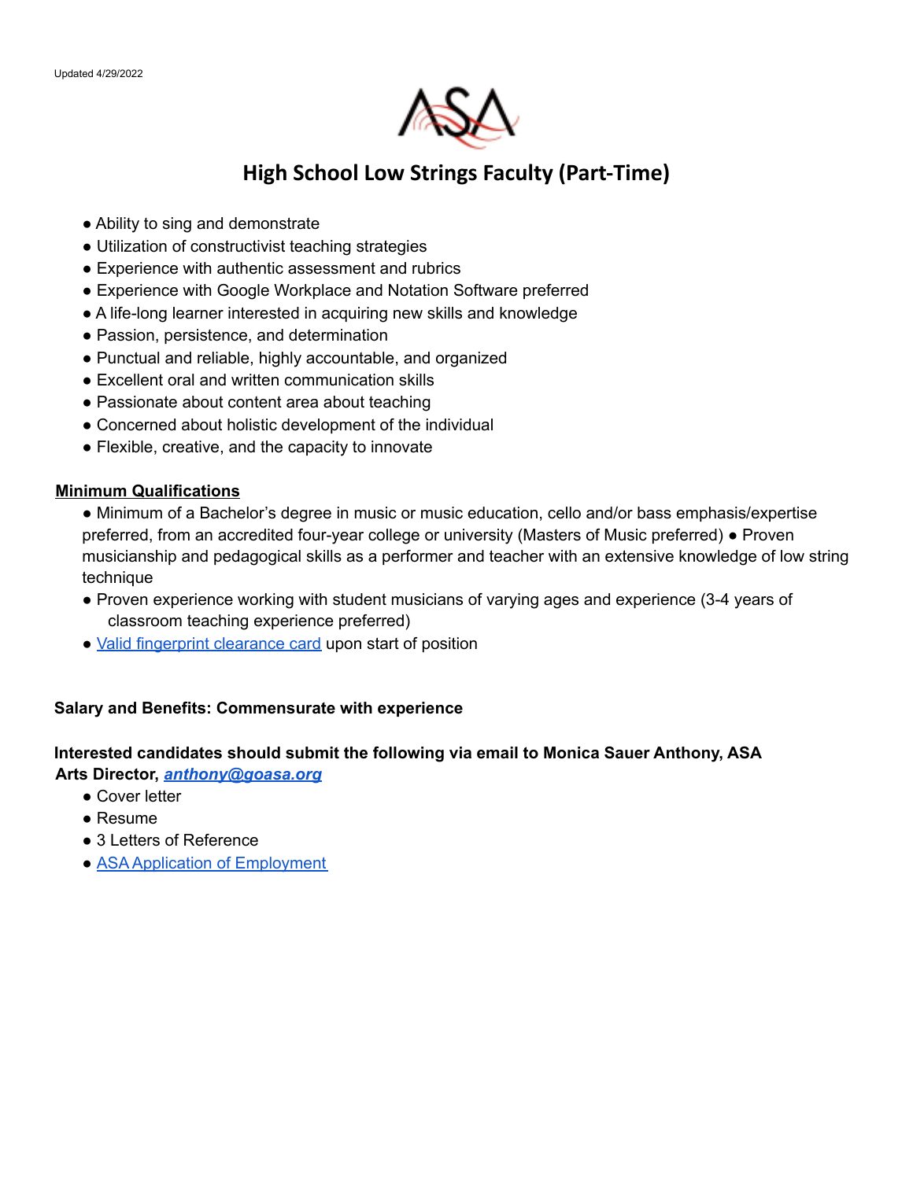Updated 4/29/2022

# High School Low Strings Faculty (Part-Time)

- Ability to sing and demonstrate
- Utilization of constructivist teaching strategies
- Experience with authentic assessment and rubrics
- Experience with Google Workplace and Notation Software preferred
- A life-long learner interested in acquiring new skills and knowledge
- Passion, persistence, and determination
- Punctual and reliable, highly accountable, and organized
- Excellent oral and written communication skills
- Passionate about content area about teaching
- Concerned about holistic development of the individual
- Flexible, creative, and the capacity to innovate

**Minimum Qualifications**

- Minimum of a Bachelor's degree in music or music education, cello and/or bass emphasis/expertise preferred, from an accredited four-year college or university (Masters of Music preferred) ● Proven musicianship and pedagogical skills as a performer and teacher with an extensive knowledge of low string technique
- Proven experience working with student musicians of varying ages and experience (3-4 years of classroom teaching experience preferred)
- Valid fingerprint clearance card upon start of position

**Salary and Benefits: Commensurate with experience**

**Interested candidates should submit the following via email to Monica Sauer Anthony, ASA Arts Director, *anthony@goasa.org***

- Cover letter
- Resume
- 3 Letters of Reference
- ASA Application of Employment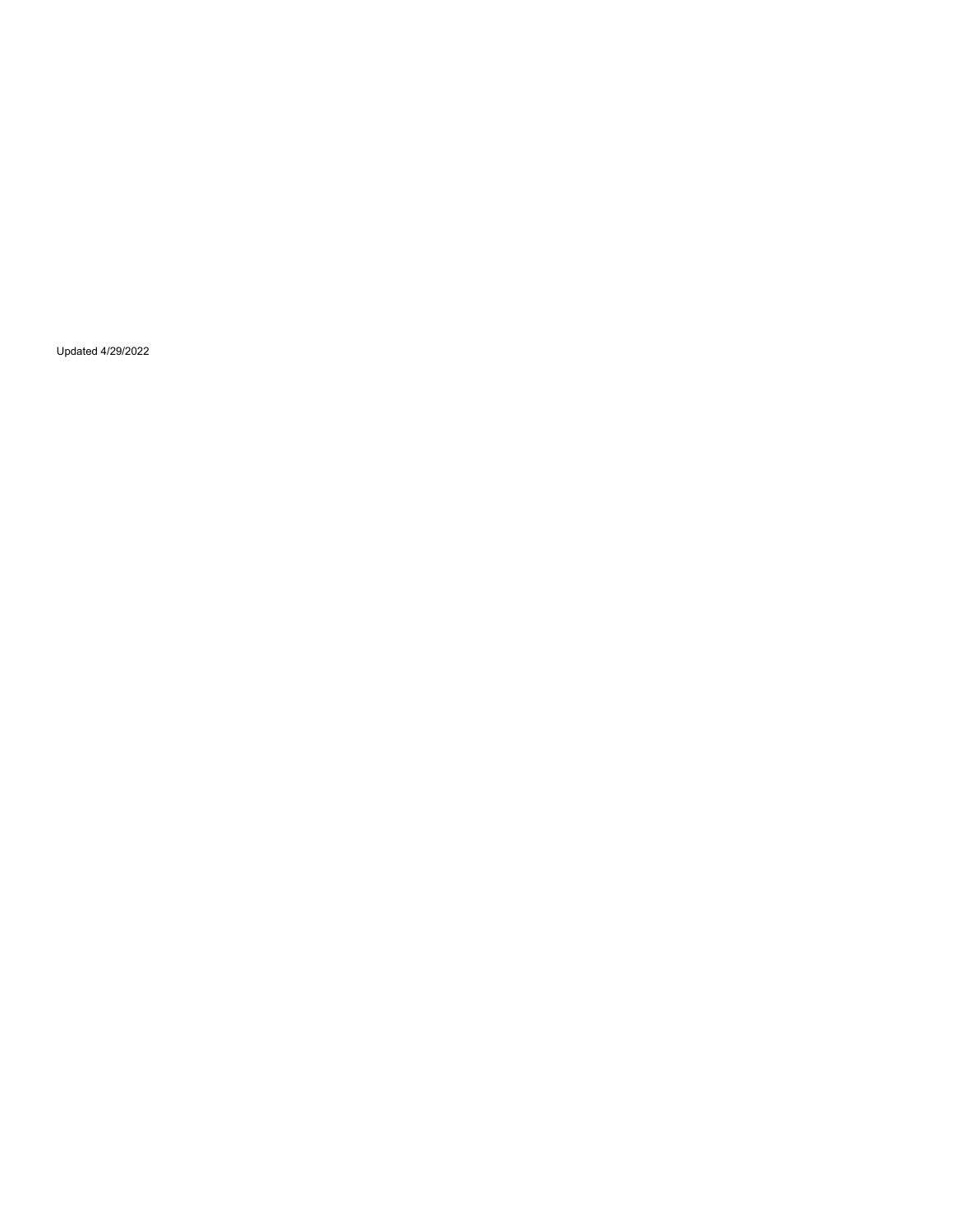Updated 4/29/2022